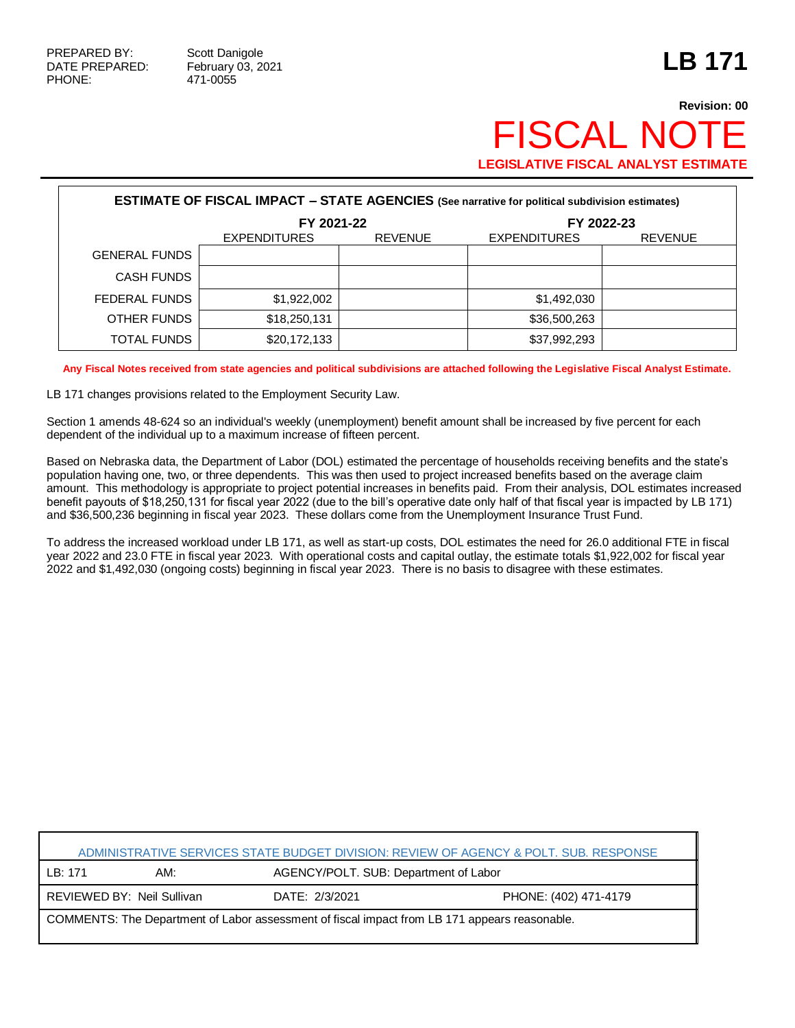PREPARED BY: Scott Danigole
DATE PREPARED: February 03, 2021
PHONE: 471-0055

# LB 171

**Revision: 00**

# FISCAL NOTE

**LEGISLATIVE FISCAL ANALYST ESTIMATE**

**ESTIMATE OF FISCAL IMPACT – STATE AGENCIES** (See narrative for political subdivision estimates)

| | FY 2021-22 | | FY 2022-23 | |
|---|---|---|---|---|
| | EXPENDITURES | REVENUE | EXPENDITURES | REVENUE |
| GENERAL FUNDS | | | | |
| CASH FUNDS | | | | |
| FEDERAL FUNDS | $1,922,002 | | $1,492,030 | |
| OTHER FUNDS | $18,250,131 | | $36,500,263 | |
| TOTAL FUNDS | $20,172,133 | | $37,992,293 | |

**Any Fiscal Notes received from state agencies and political subdivisions are attached following the Legislative Fiscal Analyst Estimate.**

LB 171 changes provisions related to the Employment Security Law.

Section 1 amends 48-624 so an individual's weekly (unemployment) benefit amount shall be increased by five percent for each dependent of the individual up to a maximum increase of fifteen percent.

Based on Nebraska data, the Department of Labor (DOL) estimated the percentage of households receiving benefits and the state's population having one, two, or three dependents. This was then used to project increased benefits based on the average claim amount. This methodology is appropriate to project potential increases in benefits paid. From their analysis, DOL estimates increased benefit payouts of $18,250,131 for fiscal year 2022 (due to the bill's operative date only half of that fiscal year is impacted by LB 171) and $36,500,236 beginning in fiscal year 2023. These dollars come from the Unemployment Insurance Trust Fund.

To address the increased workload under LB 171, as well as start-up costs, DOL estimates the need for 26.0 additional FTE in fiscal year 2022 and 23.0 FTE in fiscal year 2023. With operational costs and capital outlay, the estimate totals $1,922,002 for fiscal year 2022 and $1,492,030 (ongoing costs) beginning in fiscal year 2023. There is no basis to disagree with these estimates.

| ADMINISTRATIVE SERVICES STATE BUDGET DIVISION: REVIEW OF AGENCY & POLT. SUB. RESPONSE | | | |
|---|---|---|---|
| LB: 171 | AM: | AGENCY/POLT. SUB: Department of Labor | |
| REVIEWED BY: Neil Sullivan | | DATE: 2/3/2021 | PHONE: (402) 471-4179 |
| COMMENTS: The Department of Labor assessment of fiscal impact from LB 171 appears reasonable. | | | |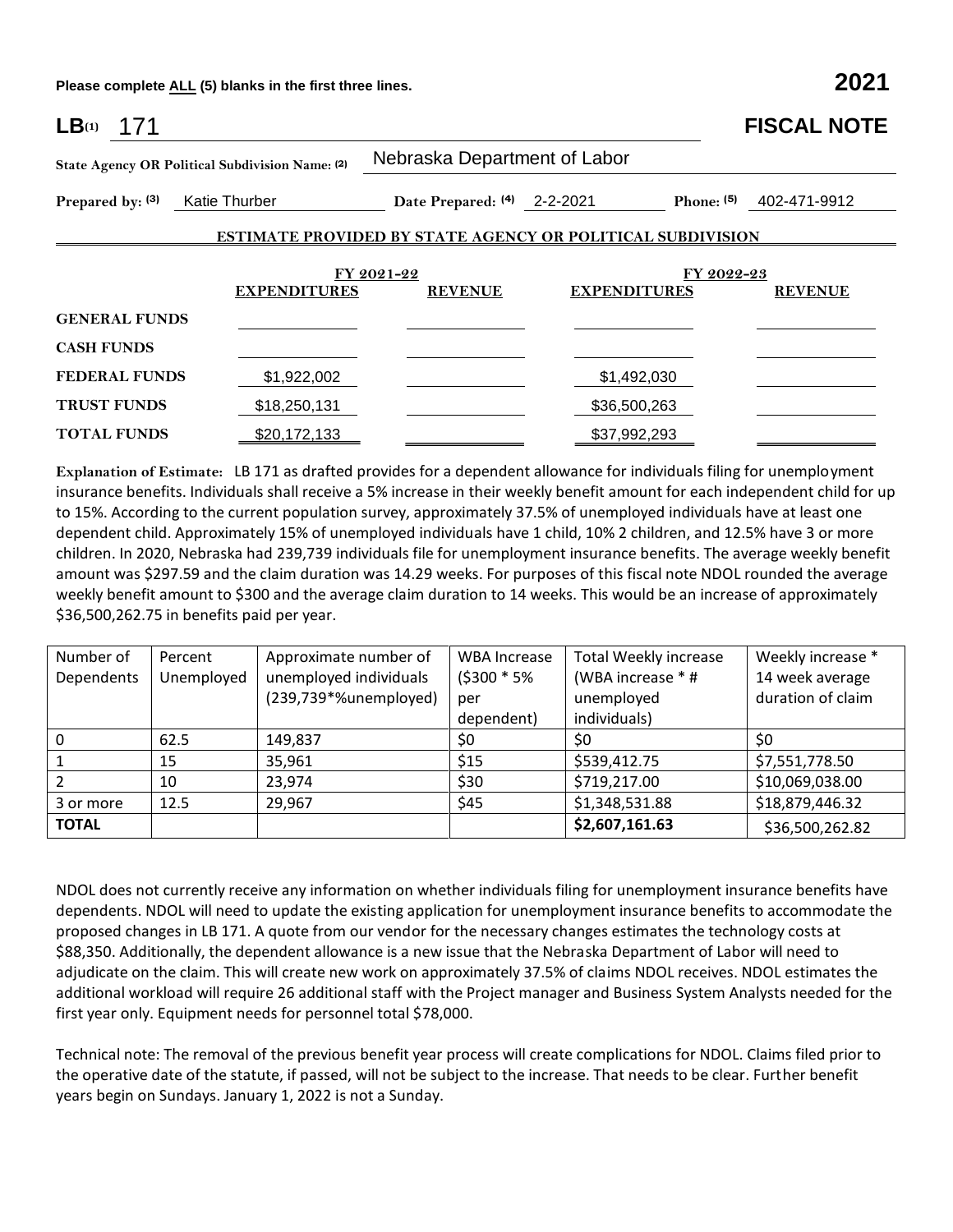Please complete ALL (5) blanks in the first three lines. **2021**

**LB**(1) 171 **FISCAL NOTE**

**State Agency OR Political Subdivision Name:** (2) Nebraska Department of Labor

**Prepared by:** (3) Katie Thurber **Date Prepared:** (4) 2-2-2021 **Phone:** (5) 402-471-9912

**ESTIMATE PROVIDED BY STATE AGENCY OR POLITICAL SUBDIVISION**

| | FY 2021-22 | | FY 2022-23 | |
|---|---|---|---|---|
| | **EXPENDITURES** | **REVENUE** | **EXPENDITURES** | **REVENUE** |
| **GENERAL FUNDS** | | | | |
| **CASH FUNDS** | | | | |
| **FEDERAL FUNDS** | $1,922,002 | | $1,492,030 | |
| **TRUST FUNDS** | $18,250,131 | | $36,500,263 | |
| **TOTAL FUNDS** | $20,172,133 | | $37,992,293 | |

**Explanation of Estimate:** LB 171 as drafted provides for a dependent allowance for individuals filing for unemployment insurance benefits. Individuals shall receive a 5% increase in their weekly benefit amount for each independent child for up to 15%. According to the current population survey, approximately 37.5% of unemployed individuals have at least one dependent child. Approximately 15% of unemployed individuals have 1 child, 10% 2 children, and 12.5% have 3 or more children. In 2020, Nebraska had 239,739 individuals file for unemployment insurance benefits. The average weekly benefit amount was $297.59 and the claim duration was 14.29 weeks. For purposes of this fiscal note NDOL rounded the average weekly benefit amount to $300 and the average claim duration to 14 weeks. This would be an increase of approximately $36,500,262.75 in benefits paid per year.

| Number of Dependents | Percent Unemployed | Approximate number of unemployed individuals (239,739*%unemployed) | WBA Increase ($300 * 5% per dependent) | Total Weekly increase (WBA increase * # unemployed individuals) | Weekly increase * 14 week average duration of claim |
|---|---|---|---|---|---|
| 0 | 62.5 | 149,837 | $0 | $0 | $0 |
| 1 | 15 | 35,961 | $15 | $539,412.75 | $7,551,778.50 |
| 2 | 10 | 23,974 | $30 | $719,217.00 | $10,069,038.00 |
| 3 or more | 12.5 | 29,967 | $45 | $1,348,531.88 | $18,879,446.32 |
| **TOTAL** | | | | **$2,607,161.63** | $36,500,262.82 |

NDOL does not currently receive any information on whether individuals filing for unemployment insurance benefits have dependents. NDOL will need to update the existing application for unemployment insurance benefits to accommodate the proposed changes in LB 171. A quote from our vendor for the necessary changes estimates the technology costs at $88,350. Additionally, the dependent allowance is a new issue that the Nebraska Department of Labor will need to adjudicate on the claim. This will create new work on approximately 37.5% of claims NDOL receives. NDOL estimates the additional workload will require 26 additional staff with the Project manager and Business System Analysts needed for the first year only. Equipment needs for personnel total $78,000.

Technical note: The removal of the previous benefit year process will create complications for NDOL. Claims filed prior to the operative date of the statute, if passed, will not be subject to the increase. That needs to be clear. Further benefit years begin on Sundays. January 1, 2022 is not a Sunday.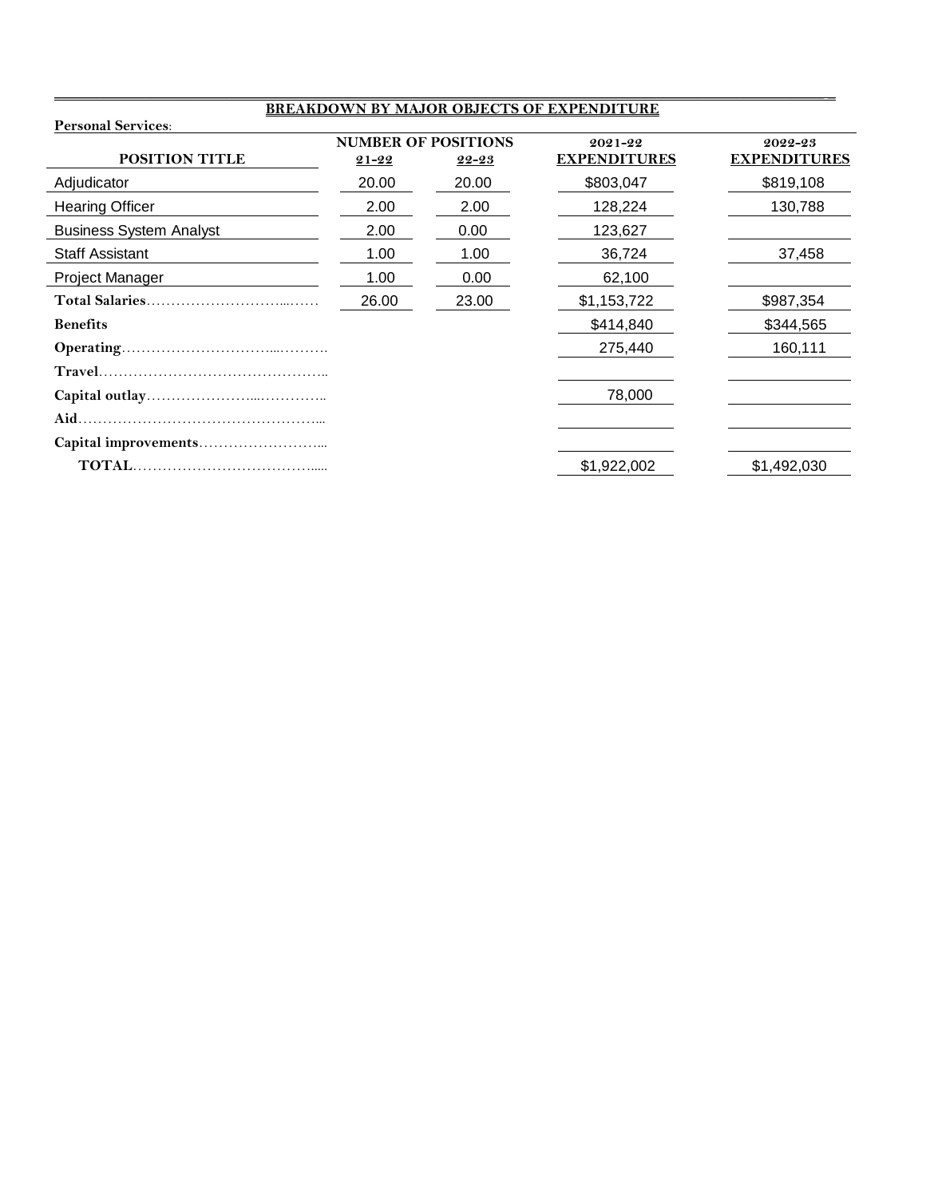## BREAKDOWN BY MAJOR OBJECTS OF EXPENDITURE

**Personal Services**:

| POSITION TITLE | NUMBER OF POSITIONS 21-22 | 22-23 | 2021-22 EXPENDITURES | 2022-23 EXPENDITURES |
|---|---|---|---|---|
| Adjudicator | 20.00 | 20.00 | $803,047 | $819,108 |
| Hearing Officer | 2.00 | 2.00 | 128,224 | 130,788 |
| Business System Analyst | 2.00 | 0.00 | 123,627 | |
| Staff Assistant | 1.00 | 1.00 | 36,724 | 37,458 |
| Project Manager | 1.00 | 0.00 | 62,100 | |
| **Total Salaries** | 26.00 | 23.00 | $1,153,722 | $987,354 |
| **Benefits** | | | $414,840 | $344,565 |
| **Operating** | | | 275,440 | 160,111 |
| **Travel** | | | | |
| **Capital outlay** | | | 78,000 | |
| **Aid** | | | | |
| **Capital improvements** | | | | |
| **TOTAL** | | | $1,922,002 | $1,492,030 |